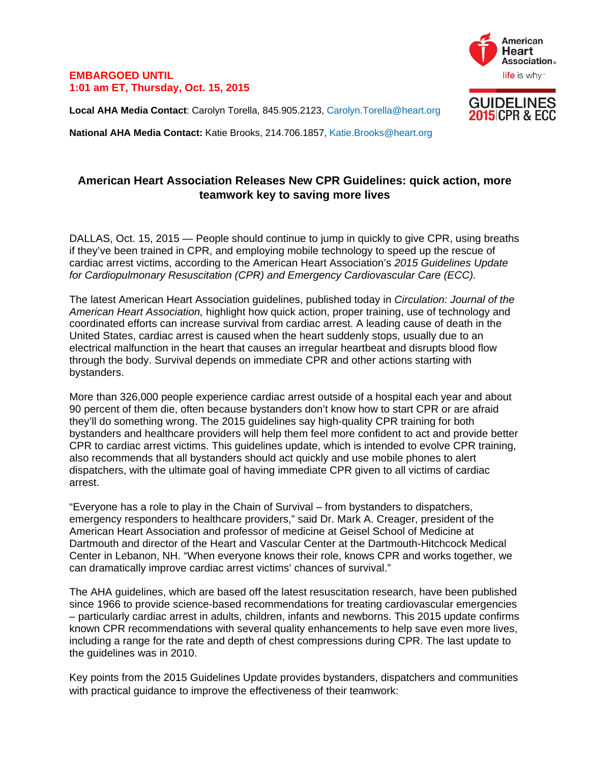**EMBARGOED UNTIL**
**1:01 am ET, Thursday, Oct. 15, 2015**

American Heart Association
life is why

GUIDELINES 2015 | CPR & ECC

**Local AHA Media Contact**: Carolyn Torella, 845.905.2123, Carolyn.Torella@heart.org

**National AHA Media Contact:** Katie Brooks, 214.706.1857, Katie.Brooks@heart.org

## American Heart Association Releases New CPR Guidelines: quick action, more teamwork key to saving more lives

DALLAS, Oct. 15, 2015 — People should continue to jump in quickly to give CPR, using breaths if they've been trained in CPR, and employing mobile technology to speed up the rescue of cardiac arrest victims, according to the American Heart Association's *2015 Guidelines Update for Cardiopulmonary Resuscitation (CPR) and Emergency Cardiovascular Care (ECC).*

The latest American Heart Association guidelines, published today in *Circulation: Journal of the American Heart Association,* highlight how quick action, proper training, use of technology and coordinated efforts can increase survival from cardiac arrest. A leading cause of death in the United States, cardiac arrest is caused when the heart suddenly stops, usually due to an electrical malfunction in the heart that causes an irregular heartbeat and disrupts blood flow through the body. Survival depends on immediate CPR and other actions starting with bystanders.

More than 326,000 people experience cardiac arrest outside of a hospital each year and about 90 percent of them die, often because bystanders don't know how to start CPR or are afraid they'll do something wrong. The 2015 guidelines say high-quality CPR training for both bystanders and healthcare providers will help them feel more confident to act and provide better CPR to cardiac arrest victims. This guidelines update, which is intended to evolve CPR training, also recommends that all bystanders should act quickly and use mobile phones to alert dispatchers, with the ultimate goal of having immediate CPR given to all victims of cardiac arrest.

"Everyone has a role to play in the Chain of Survival – from bystanders to dispatchers, emergency responders to healthcare providers," said Dr. Mark A. Creager, president of the American Heart Association and professor of medicine at Geisel School of Medicine at Dartmouth and director of the Heart and Vascular Center at the Dartmouth-Hitchcock Medical Center in Lebanon, NH. "When everyone knows their role, knows CPR and works together, we can dramatically improve cardiac arrest victims' chances of survival."

The AHA guidelines, which are based off the latest resuscitation research, have been published since 1966 to provide science-based recommendations for treating cardiovascular emergencies – particularly cardiac arrest in adults, children, infants and newborns. This 2015 update confirms known CPR recommendations with several quality enhancements to help save even more lives, including a range for the rate and depth of chest compressions during CPR. The last update to the guidelines was in 2010.

Key points from the 2015 Guidelines Update provides bystanders, dispatchers and communities with practical guidance to improve the effectiveness of their teamwork: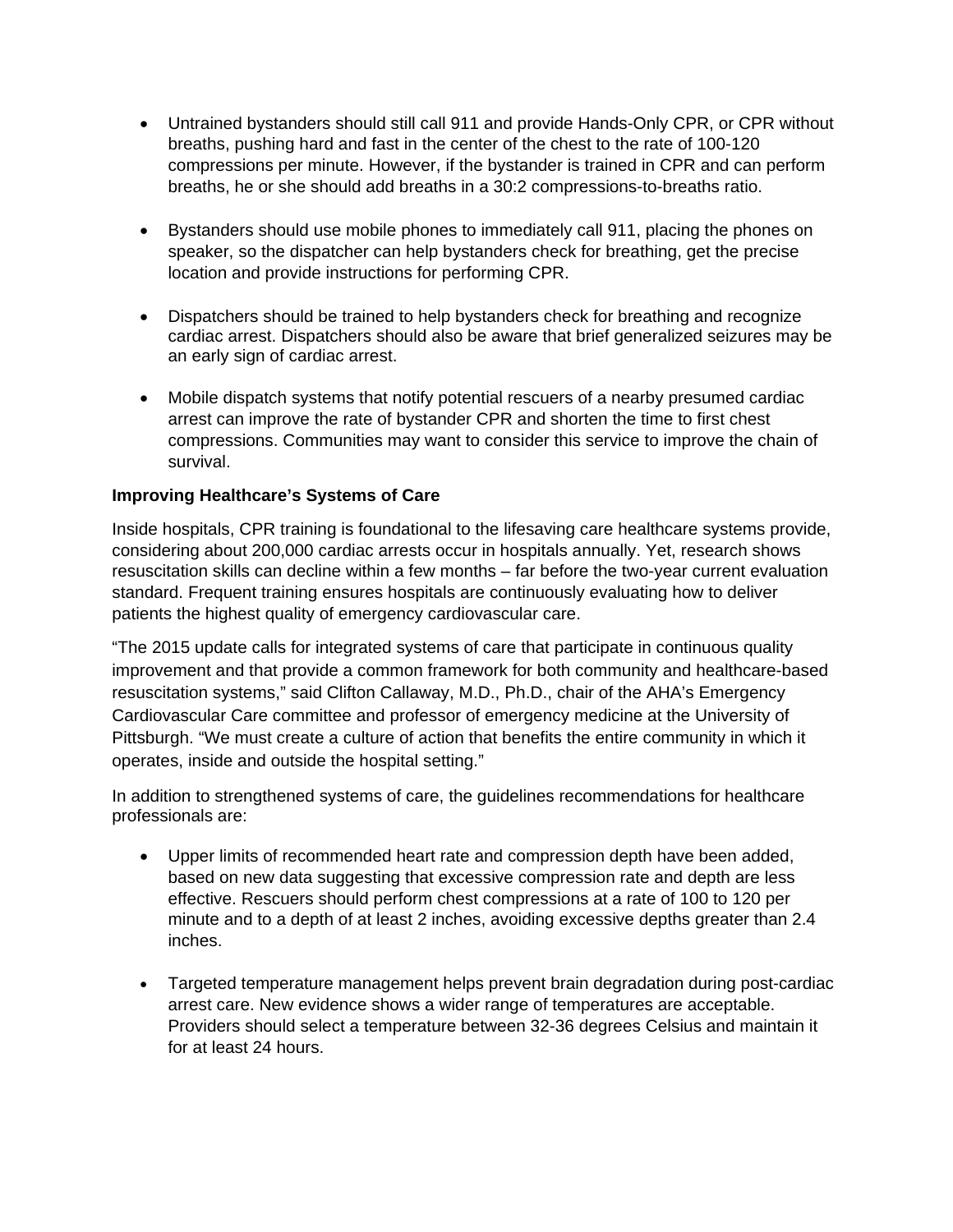- Untrained bystanders should still call 911 and provide Hands-Only CPR, or CPR without breaths, pushing hard and fast in the center of the chest to the rate of 100-120 compressions per minute. However, if the bystander is trained in CPR and can perform breaths, he or she should add breaths in a 30:2 compressions-to-breaths ratio.

- Bystanders should use mobile phones to immediately call 911, placing the phones on speaker, so the dispatcher can help bystanders check for breathing, get the precise location and provide instructions for performing CPR.

- Dispatchers should be trained to help bystanders check for breathing and recognize cardiac arrest. Dispatchers should also be aware that brief generalized seizures may be an early sign of cardiac arrest.

- Mobile dispatch systems that notify potential rescuers of a nearby presumed cardiac arrest can improve the rate of bystander CPR and shorten the time to first chest compressions. Communities may want to consider this service to improve the chain of survival.

**Improving Healthcare's Systems of Care**

Inside hospitals, CPR training is foundational to the lifesaving care healthcare systems provide, considering about 200,000 cardiac arrests occur in hospitals annually. Yet, research shows resuscitation skills can decline within a few months – far before the two-year current evaluation standard. Frequent training ensures hospitals are continuously evaluating how to deliver patients the highest quality of emergency cardiovascular care.

"The 2015 update calls for integrated systems of care that participate in continuous quality improvement and that provide a common framework for both community and healthcare-based resuscitation systems," said Clifton Callaway, M.D., Ph.D., chair of the AHA's Emergency Cardiovascular Care committee and professor of emergency medicine at the University of Pittsburgh. "We must create a culture of action that benefits the entire community in which it operates, inside and outside the hospital setting."

In addition to strengthened systems of care, the guidelines recommendations for healthcare professionals are:

- Upper limits of recommended heart rate and compression depth have been added, based on new data suggesting that excessive compression rate and depth are less effective. Rescuers should perform chest compressions at a rate of 100 to 120 per minute and to a depth of at least 2 inches, avoiding excessive depths greater than 2.4 inches.

- Targeted temperature management helps prevent brain degradation during post-cardiac arrest care. New evidence shows a wider range of temperatures are acceptable. Providers should select a temperature between 32-36 degrees Celsius and maintain it for at least 24 hours.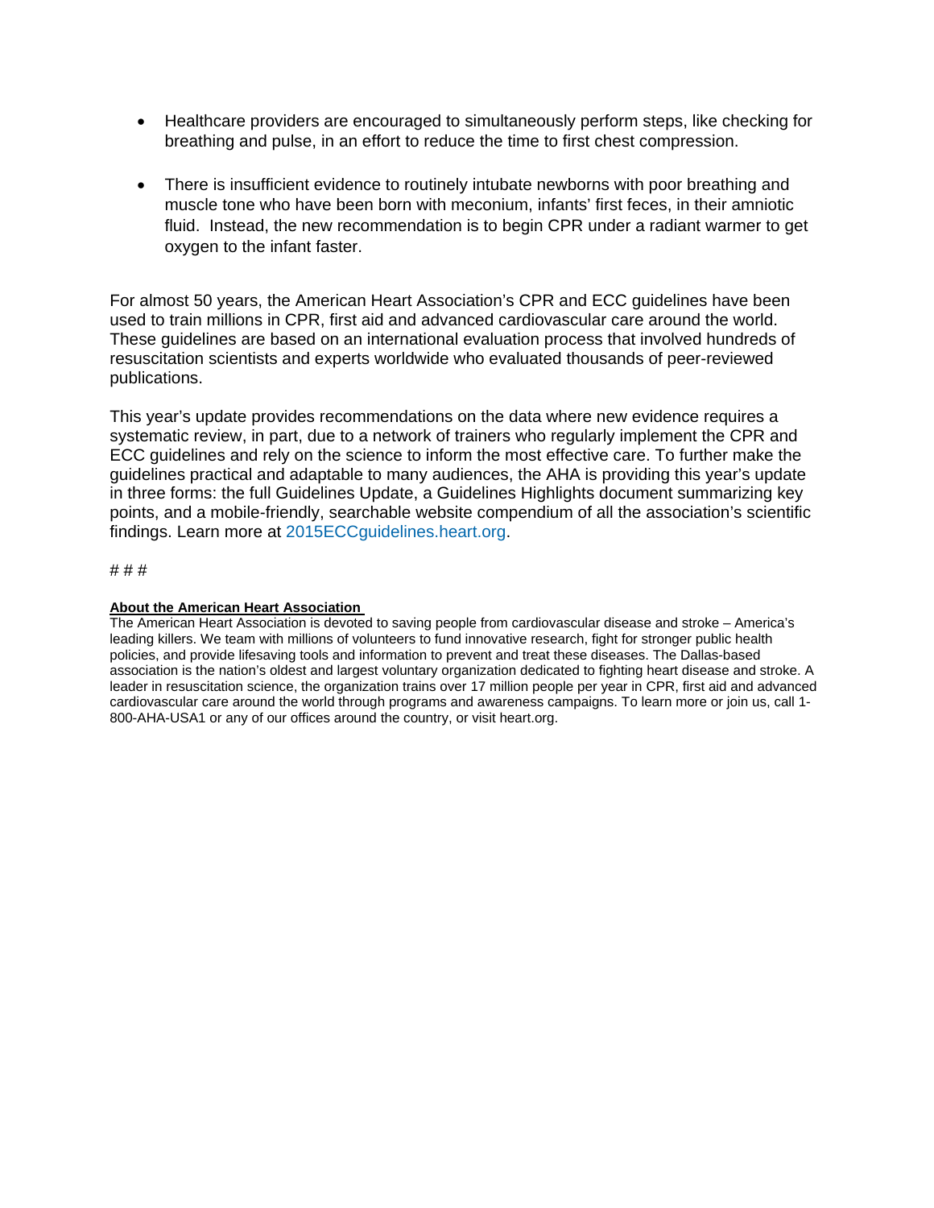- Healthcare providers are encouraged to simultaneously perform steps, like checking for breathing and pulse, in an effort to reduce the time to first chest compression.

- There is insufficient evidence to routinely intubate newborns with poor breathing and muscle tone who have been born with meconium, infants' first feces, in their amniotic fluid.  Instead, the new recommendation is to begin CPR under a radiant warmer to get oxygen to the infant faster.

For almost 50 years, the American Heart Association's CPR and ECC guidelines have been used to train millions in CPR, first aid and advanced cardiovascular care around the world. These guidelines are based on an international evaluation process that involved hundreds of resuscitation scientists and experts worldwide who evaluated thousands of peer-reviewed publications.

This year's update provides recommendations on the data where new evidence requires a systematic review, in part, due to a network of trainers who regularly implement the CPR and ECC guidelines and rely on the science to inform the most effective care. To further make the guidelines practical and adaptable to many audiences, the AHA is providing this year's update in three forms: the full Guidelines Update, a Guidelines Highlights document summarizing key points, and a mobile-friendly, searchable website compendium of all the association's scientific findings. Learn more at 2015ECCguidelines.heart.org.

# # #

**About the American Heart Association**

The American Heart Association is devoted to saving people from cardiovascular disease and stroke – America's leading killers. We team with millions of volunteers to fund innovative research, fight for stronger public health policies, and provide lifesaving tools and information to prevent and treat these diseases. The Dallas-based association is the nation's oldest and largest voluntary organization dedicated to fighting heart disease and stroke. A leader in resuscitation science, the organization trains over 17 million people per year in CPR, first aid and advanced cardiovascular care around the world through programs and awareness campaigns. To learn more or join us, call 1-800-AHA-USA1 or any of our offices around the country, or visit heart.org.